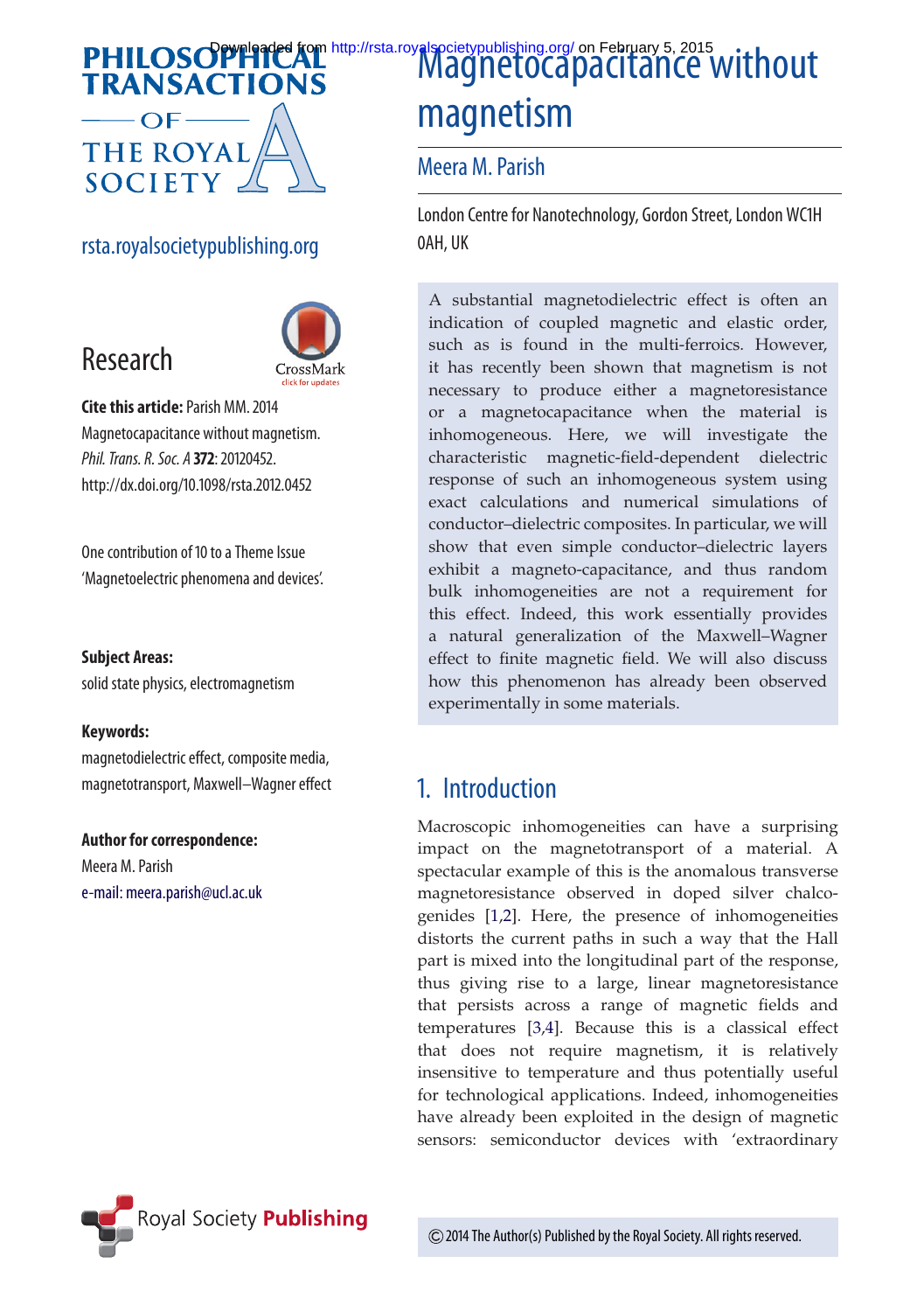# Magnetocapacitance without magnetism

## Meera M. Parish

London Centre for Nanotechnology, Gordon Street, London WC1H 0AH, UK

rsta.royalsocietypublishing.org

**Research**

**Cite this article:** Parish MM. 2014 Magnetocapacitance without magnetism. *Phil. Trans. R. Soc. A* **372**: 20120452. http://dx.doi.org/10.1098/rsta.2012.0452

One contribution of 10 to a Theme Issue 'Magnetoelectric phenomena and devices'.

**Subject Areas:**
solid state physics, electromagnetism

**Keywords:**
magnetodielectric effect, composite media, magnetotransport, Maxwell–Wagner effect

**Author for correspondence:**
Meera M. Parish
e-mail: meera.parish@ucl.ac.uk

A substantial magnetodielectric effect is often an indication of coupled magnetic and elastic order, such as is found in the multi-ferroics. However, it has recently been shown that magnetism is not necessary to produce either a magnetoresistance or a magnetocapacitance when the material is inhomogeneous. Here, we will investigate the characteristic magnetic-field-dependent dielectric response of such an inhomogeneous system using exact calculations and numerical simulations of conductor–dielectric composites. In particular, we will show that even simple conductor–dielectric layers exhibit a magneto-capacitance, and thus random bulk inhomogeneities are not a requirement for this effect. Indeed, this work essentially provides a natural generalization of the Maxwell–Wagner effect to finite magnetic field. We will also discuss how this phenomenon has already been observed experimentally in some materials.

## 1. Introduction

Macroscopic inhomogeneities can have a surprising impact on the magnetotransport of a material. A spectacular example of this is the anomalous transverse magnetoresistance observed in doped silver chalcogenides [1,2]. Here, the presence of inhomogeneities distorts the current paths in such a way that the Hall part is mixed into the longitudinal part of the response, thus giving rise to a large, linear magnetoresistance that persists across a range of magnetic fields and temperatures [3,4]. Because this is a classical effect that does not require magnetism, it is relatively insensitive to temperature and thus potentially useful for technological applications. Indeed, inhomogeneities have already been exploited in the design of magnetic sensors: semiconductor devices with 'extraordinary

© 2014 The Author(s) Published by the Royal Society. All rights reserved.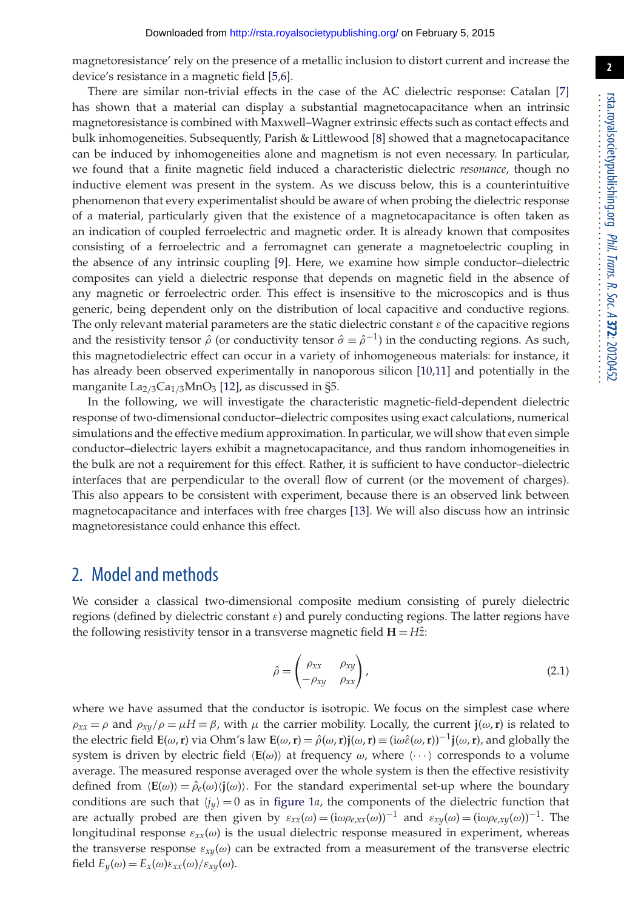magnetoresistance' rely on the presence of a metallic inclusion to distort current and increase the device's resistance in a magnetic field [5,6].

There are similar non-trivial effects in the case of the AC dielectric response: Catalan [7] has shown that a material can display a substantial magnetocapacitance when an intrinsic magnetoresistance is combined with Maxwell–Wagner extrinsic effects such as contact effects and bulk inhomogeneities. Subsequently, Parish & Littlewood [8] showed that a magnetocapacitance can be induced by inhomogeneities alone and magnetism is not even necessary. In particular, we found that a finite magnetic field induced a characteristic dielectric *resonance*, though no inductive element was present in the system. As we discuss below, this is a counterintuitive phenomenon that every experimentalist should be aware of when probing the dielectric response of a material, particularly given that the existence of a magnetocapacitance is often taken as an indication of coupled ferroelectric and magnetic order. It is already known that composites consisting of a ferroelectric and a ferromagnet can generate a magnetoelectric coupling in the absence of any intrinsic coupling [9]. Here, we examine how simple conductor–dielectric composites can yield a dielectric response that depends on magnetic field in the absence of any magnetic or ferroelectric order. This effect is insensitive to the microscopics and is thus generic, being dependent only on the distribution of local capacitive and conductive regions. The only relevant material parameters are the static dielectric constant $\varepsilon$ of the capacitive regions and the resistivity tensor $\hat{\rho}$ (or conductivity tensor $\hat{\sigma} \equiv \hat{\rho}^{-1}$) in the conducting regions. As such, this magnetodielectric effect can occur in a variety of inhomogeneous materials: for instance, it has already been observed experimentally in nanoporous silicon [10,11] and potentially in the manganite $La_{2/3}Ca_{1/3}MnO_3$ [12], as discussed in §5.

In the following, we will investigate the characteristic magnetic-field-dependent dielectric response of two-dimensional conductor–dielectric composites using exact calculations, numerical simulations and the effective medium approximation. In particular, we will show that even simple conductor–dielectric layers exhibit a magnetocapacitance, and thus random inhomogeneities in the bulk are not a requirement for this effect. Rather, it is sufficient to have conductor–dielectric interfaces that are perpendicular to the overall flow of current (or the movement of charges). This also appears to be consistent with experiment, because there is an observed link between magnetocapacitance and interfaces with free charges [13]. We will also discuss how an intrinsic magnetoresistance could enhance this effect.

## 2. Model and methods

We consider a classical two-dimensional composite medium consisting of purely dielectric regions (defined by dielectric constant $\varepsilon$) and purely conducting regions. The latter regions have the following resistivity tensor in a transverse magnetic field $\mathbf{H} = H\hat{z}$:

$$\hat{\rho} = \begin{pmatrix} \rho_{xx} & \rho_{xy} \\ -\rho_{xy} & \rho_{xx} \end{pmatrix}, \tag{2.1}$$

where we have assumed that the conductor is isotropic. We focus on the simplest case where $\rho_{xx} = \rho$ and $\rho_{xy}/\rho = \mu H \equiv \beta$, with $\mu$ the carrier mobility. Locally, the current $\mathbf{j}(\omega, \mathbf{r})$ is related to the electric field $\mathbf{E}(\omega, \mathbf{r})$ via Ohm's law $\mathbf{E}(\omega, \mathbf{r}) = \hat{\rho}(\omega, \mathbf{r})\mathbf{j}(\omega, \mathbf{r}) \equiv (\mathrm{i}\omega\hat{\varepsilon}(\omega, \mathbf{r}))^{-1}\mathbf{j}(\omega, \mathbf{r})$, and globally the system is driven by electric field $\langle \mathbf{E}(\omega) \rangle$ at frequency $\omega$, where $\langle \cdots \rangle$ corresponds to a volume average. The measured response averaged over the whole system is then the effective resistivity defined from $\langle \mathbf{E}(\omega) \rangle = \hat{\rho}_e(\omega)\langle \mathbf{j}(\omega) \rangle$. For the standard experimental set-up where the boundary conditions are such that $\langle j_y \rangle = 0$ as in figure 1*a*, the components of the dielectric function that are actually probed are then given by $\varepsilon_{xx}(\omega) = (\mathrm{i}\omega\rho_{e,xx}(\omega))^{-1}$ and $\varepsilon_{xy}(\omega) = (\mathrm{i}\omega\rho_{e,xy}(\omega))^{-1}$. The longitudinal response $\varepsilon_{xx}(\omega)$ is the usual dielectric response measured in experiment, whereas the transverse response $\varepsilon_{xy}(\omega)$ can be extracted from a measurement of the transverse electric field $E_y(\omega) = E_x(\omega)\varepsilon_{xx}(\omega)/\varepsilon_{xy}(\omega)$.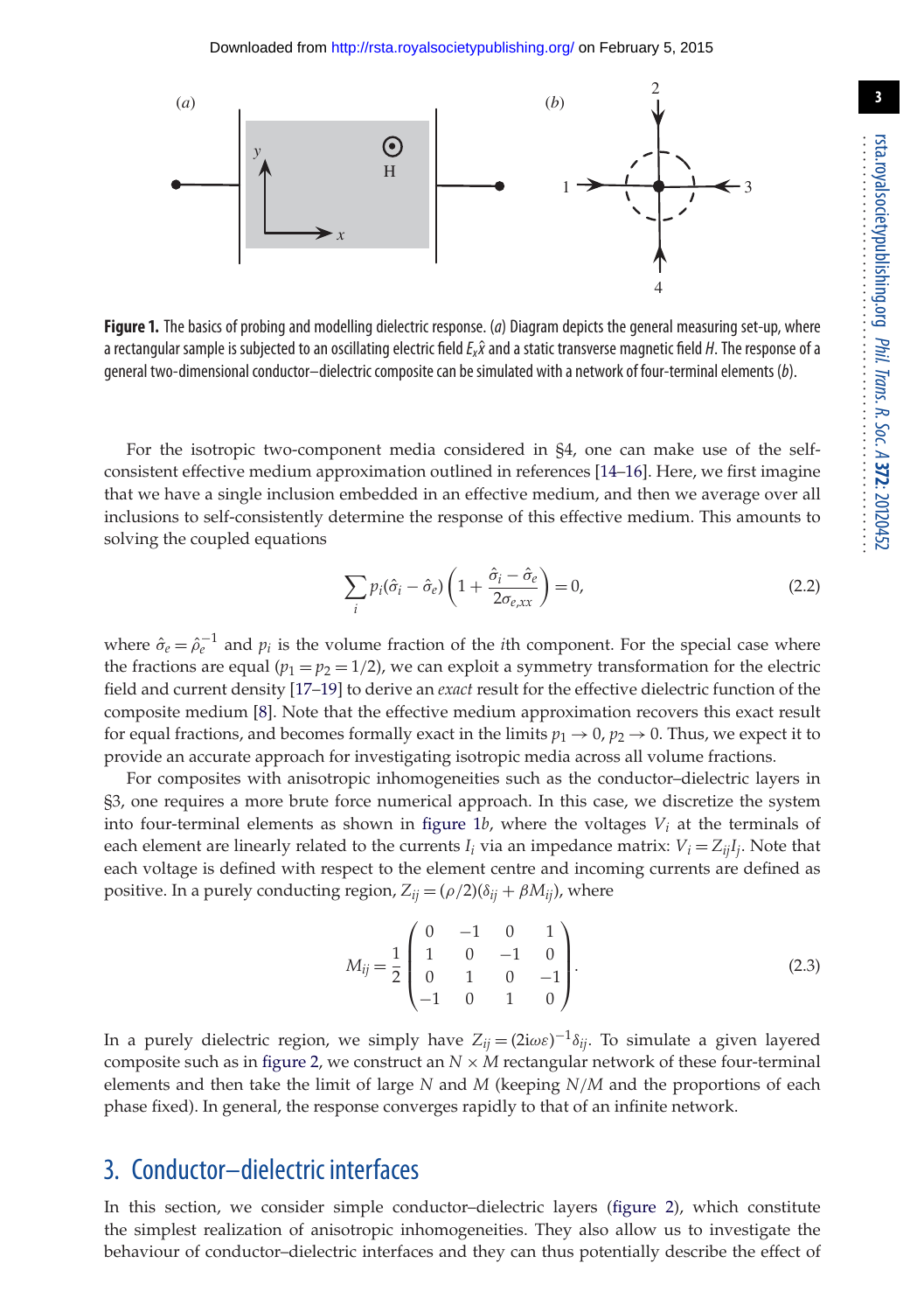**Figure 1.** The basics of probing and modelling dielectric response. (*a*) Diagram depicts the general measuring set-up, where a rectangular sample is subjected to an oscillating electric field $E_x\hat{x}$ and a static transverse magnetic field $H$. The response of a general two-dimensional conductor–dielectric composite can be simulated with a network of four-terminal elements (*b*).

For the isotropic two-component media considered in §4, one can make use of the self-consistent effective medium approximation outlined in references [14–16]. Here, we first imagine that we have a single inclusion embedded in an effective medium, and then we average over all inclusions to self-consistently determine the response of this effective medium. This amounts to solving the coupled equations

$$\sum_i p_i(\hat{\sigma}_i - \hat{\sigma}_e)\left(1 + \frac{\hat{\sigma}_i - \hat{\sigma}_e}{2\sigma_{e,xx}}\right) = 0, \tag{2.2}$$

where $\hat{\sigma}_e = \hat{\rho}_e^{-1}$ and $p_i$ is the volume fraction of the $i$th component. For the special case where the fractions are equal ($p_1 = p_2 = 1/2$), we can exploit a symmetry transformation for the electric field and current density [17–19] to derive an *exact* result for the effective dielectric function of the composite medium [8]. Note that the effective medium approximation recovers this exact result for equal fractions, and becomes formally exact in the limits $p_1 \to 0$, $p_2 \to 0$. Thus, we expect it to provide an accurate approach for investigating isotropic media across all volume fractions.

For composites with anisotropic inhomogeneities such as the conductor–dielectric layers in §3, one requires a more brute force numerical approach. In this case, we discretize the system into four-terminal elements as shown in figure 1*b*, where the voltages $V_i$ at the terminals of each element are linearly related to the currents $I_i$ via an impedance matrix: $V_i = Z_{ij}I_j$. Note that each voltage is defined with respect to the element centre and incoming currents are defined as positive. In a purely conducting region, $Z_{ij} = (\rho/2)(\delta_{ij} + \beta M_{ij})$, where

$$M_{ij} = \frac{1}{2}\begin{pmatrix} 0 & -1 & 0 & 1 \\ 1 & 0 & -1 & 0 \\ 0 & 1 & 0 & -1 \\ -1 & 0 & 1 & 0 \end{pmatrix}. \tag{2.3}$$

In a purely dielectric region, we simply have $Z_{ij} = (2\mathrm{i}\omega\varepsilon)^{-1}\delta_{ij}$. To simulate a given layered composite such as in figure 2, we construct an $N \times M$ rectangular network of these four-terminal elements and then take the limit of large $N$ and $M$ (keeping $N/M$ and the proportions of each phase fixed). In general, the response converges rapidly to that of an infinite network.

## 3. Conductor–dielectric interfaces

In this section, we consider simple conductor–dielectric layers (figure 2), which constitute the simplest realization of anisotropic inhomogeneities. They also allow us to investigate the behaviour of conductor–dielectric interfaces and they can thus potentially describe the effect of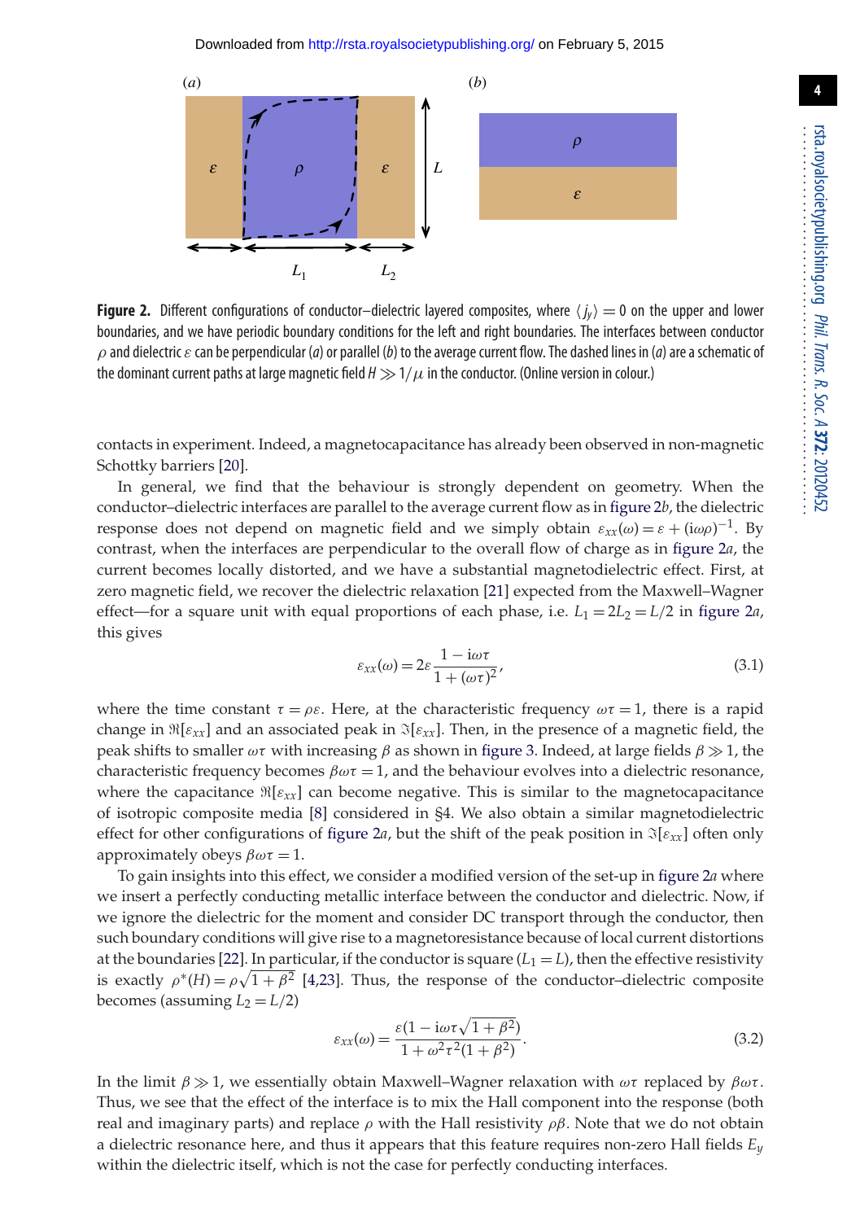**Figure 2.** Different configurations of conductor–dielectric layered composites, where $\langle j_y \rangle = 0$ on the upper and lower boundaries, and we have periodic boundary conditions for the left and right boundaries. The interfaces between conductor $\rho$ and dielectric $\varepsilon$ can be perpendicular (*a*) or parallel (*b*) to the average current flow. The dashed lines in (*a*) are a schematic of the dominant current paths at large magnetic field $H \gg 1/\mu$ in the conductor. (Online version in colour.)

contacts in experiment. Indeed, a magnetocapacitance has already been observed in non-magnetic Schottky barriers [20].

In general, we find that the behaviour is strongly dependent on geometry. When the conductor–dielectric interfaces are parallel to the average current flow as in figure 2*b*, the dielectric response does not depend on magnetic field and we simply obtain $\varepsilon_{xx}(\omega) = \varepsilon + (\mathrm{i}\omega\rho)^{-1}$. By contrast, when the interfaces are perpendicular to the overall flow of charge as in figure 2*a*, the current becomes locally distorted, and we have a substantial magnetodielectric effect. First, at zero magnetic field, we recover the dielectric relaxation [21] expected from the Maxwell–Wagner effect—for a square unit with equal proportions of each phase, i.e. $L_1 = 2L_2 = L/2$ in figure 2*a*, this gives

$$\varepsilon_{xx}(\omega) = 2\varepsilon \frac{1 - \mathrm{i}\omega\tau}{1 + (\omega\tau)^2}, \tag{3.1}$$

where the time constant $\tau = \rho\varepsilon$. Here, at the characteristic frequency $\omega\tau = 1$, there is a rapid change in $\Re[\varepsilon_{xx}]$ and an associated peak in $\Im[\varepsilon_{xx}]$. Then, in the presence of a magnetic field, the peak shifts to smaller $\omega\tau$ with increasing $\beta$ as shown in figure 3. Indeed, at large fields $\beta \gg 1$, the characteristic frequency becomes $\beta\omega\tau = 1$, and the behaviour evolves into a dielectric resonance, where the capacitance $\Re[\varepsilon_{xx}]$ can become negative. This is similar to the magnetocapacitance of isotropic composite media [8] considered in §4. We also obtain a similar magnetodielectric effect for other configurations of figure 2*a*, but the shift of the peak position in $\Im[\varepsilon_{xx}]$ often only approximately obeys $\beta\omega\tau = 1$.

To gain insights into this effect, we consider a modified version of the set-up in figure 2*a* where we insert a perfectly conducting metallic interface between the conductor and dielectric. Now, if we ignore the dielectric for the moment and consider DC transport through the conductor, then such boundary conditions will give rise to a magnetoresistance because of local current distortions at the boundaries [22]. In particular, if the conductor is square ($L_1 = L$), then the effective resistivity is exactly $\rho^*(H) = \rho\sqrt{1 + \beta^2}$ [4,23]. Thus, the response of the conductor–dielectric composite becomes (assuming $L_2 = L/2$)

$$\varepsilon_{xx}(\omega) = \frac{\varepsilon(1 - \mathrm{i}\omega\tau\sqrt{1 + \beta^2})}{1 + \omega^2\tau^2(1 + \beta^2)}. \tag{3.2}$$

In the limit $\beta \gg 1$, we essentially obtain Maxwell–Wagner relaxation with $\omega\tau$ replaced by $\beta\omega\tau$. Thus, we see that the effect of the interface is to mix the Hall component into the response (both real and imaginary parts) and replace $\rho$ with the Hall resistivity $\rho\beta$. Note that we do not obtain a dielectric resonance here, and thus it appears that this feature requires non-zero Hall fields $E_y$ within the dielectric itself, which is not the case for perfectly conducting interfaces.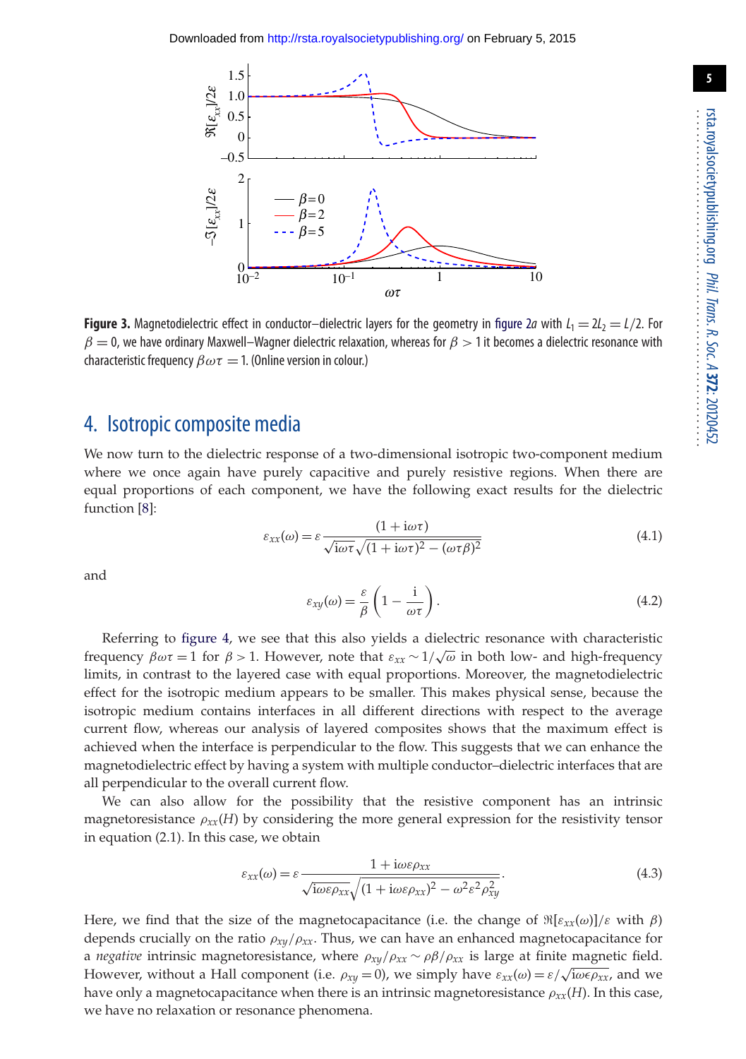**Figure 3.** Magnetodielectric effect in conductor–dielectric layers for the geometry in figure 2*a* with $L_1 = 2L_2 = L/2$. For $\beta = 0$, we have ordinary Maxwell–Wagner dielectric relaxation, whereas for $\beta > 1$ it becomes a dielectric resonance with characteristic frequency $\beta\omega\tau = 1$. (Online version in colour.)

## 4. Isotropic composite media

We now turn to the dielectric response of a two-dimensional isotropic two-component medium where we once again have purely capacitive and purely resistive regions. When there are equal proportions of each component, we have the following exact results for the dielectric function [8]:

$$\varepsilon_{xx}(\omega) = \varepsilon \frac{(1 + \mathrm{i}\omega\tau)}{\sqrt{\mathrm{i}\omega\tau}\sqrt{(1 + \mathrm{i}\omega\tau)^2 - (\omega\tau\beta)^2}} \tag{4.1}$$

and

$$\varepsilon_{xy}(\omega) = \frac{\varepsilon}{\beta}\left(1 - \frac{\mathrm{i}}{\omega\tau}\right). \tag{4.2}$$

Referring to figure 4, we see that this also yields a dielectric resonance with characteristic frequency $\beta\omega\tau = 1$ for $\beta > 1$. However, note that $\varepsilon_{xx} \sim 1/\sqrt{\omega}$ in both low- and high-frequency limits, in contrast to the layered case with equal proportions. Moreover, the magnetodielectric effect for the isotropic medium appears to be smaller. This makes physical sense, because the isotropic medium contains interfaces in all different directions with respect to the average current flow, whereas our analysis of layered composites shows that the maximum effect is achieved when the interface is perpendicular to the flow. This suggests that we can enhance the magnetodielectric effect by having a system with multiple conductor–dielectric interfaces that are all perpendicular to the overall current flow.

We can also allow for the possibility that the resistive component has an intrinsic magnetoresistance $\rho_{xx}(H)$ by considering the more general expression for the resistivity tensor in equation (2.1). In this case, we obtain

$$\varepsilon_{xx}(\omega) = \varepsilon \frac{1 + \mathrm{i}\omega\varepsilon\rho_{xx}}{\sqrt{\mathrm{i}\omega\varepsilon\rho_{xx}}\sqrt{(1 + \mathrm{i}\omega\varepsilon\rho_{xx})^2 - \omega^2\varepsilon^2\rho_{xy}^2}}. \tag{4.3}$$

Here, we find that the size of the magnetocapacitance (i.e. the change of $\Re[\varepsilon_{xx}(\omega)]/\varepsilon$ with $\beta$) depends crucially on the ratio $\rho_{xy}/\rho_{xx}$. Thus, we can have an enhanced magnetocapacitance for a *negative* intrinsic magnetoresistance, where $\rho_{xy}/\rho_{xx} \sim \rho\beta/\rho_{xx}$ is large at finite magnetic field. However, without a Hall component (i.e. $\rho_{xy} = 0$), we simply have $\varepsilon_{xx}(\omega) = \varepsilon/\sqrt{\mathrm{i}\omega\epsilon\rho_{xx}}$, and we have only a magnetocapacitance when there is an intrinsic magnetoresistance $\rho_{xx}(H)$. In this case, we have no relaxation or resonance phenomena.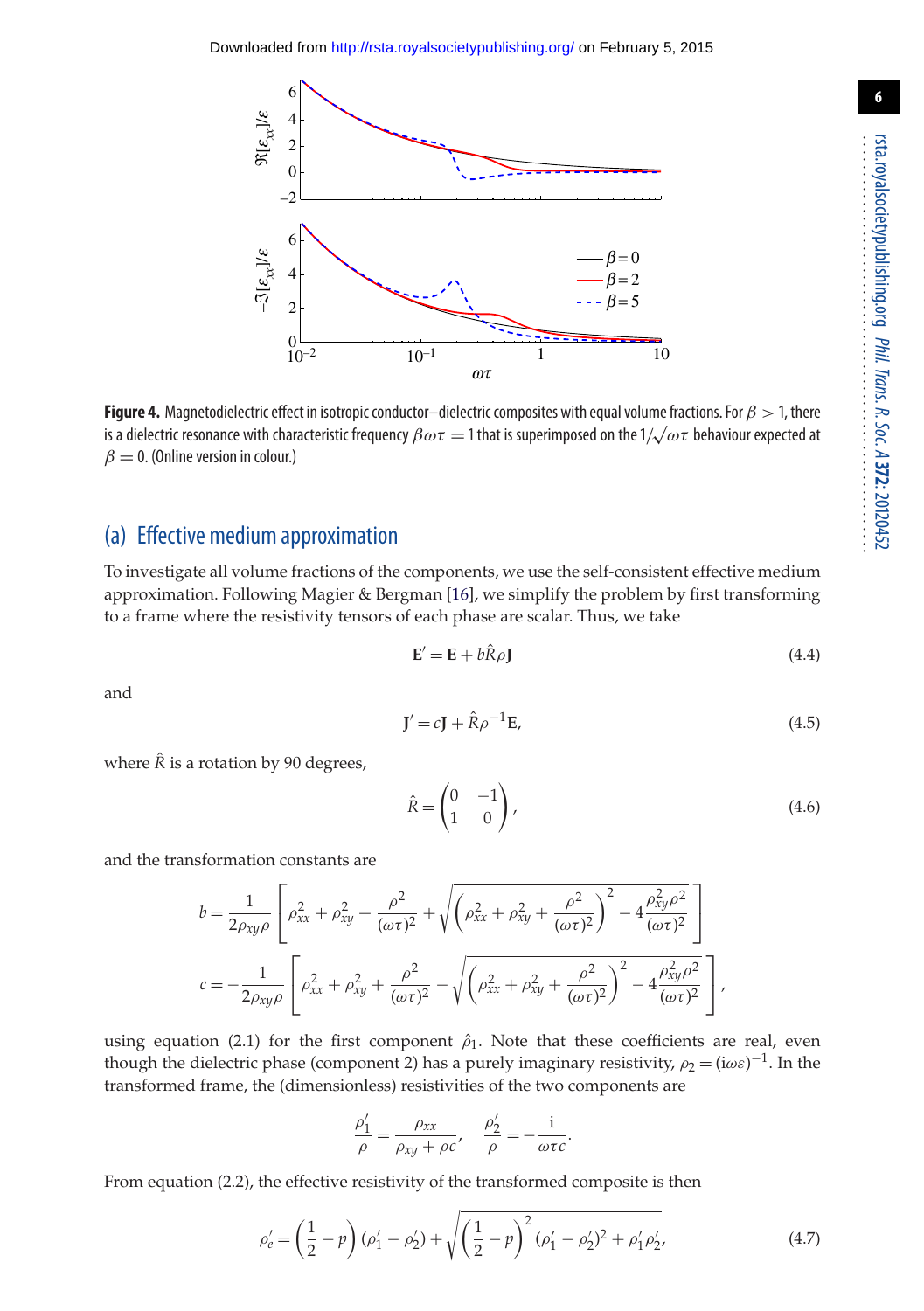**Figure 4.** Magnetodielectric effect in isotropic conductor–dielectric composites with equal volume fractions. For $\beta > 1$, there is a dielectric resonance with characteristic frequency $\beta\omega\tau = 1$ that is superimposed on the $1/\sqrt{\omega\tau}$ behaviour expected at $\beta = 0$. (Online version in colour.)

## (a) Effective medium approximation

To investigate all volume fractions of the components, we use the self-consistent effective medium approximation. Following Magier & Bergman [16], we simplify the problem by first transforming to a frame where the resistivity tensors of each phase are scalar. Thus, we take

$$\mathbf{E}' = \mathbf{E} + b\hat{R}\rho\mathbf{J} \tag{4.4}$$

and

$$\mathbf{J}' = c\mathbf{J} + \hat{R}\rho^{-1}\mathbf{E}, \tag{4.5}$$

where $\hat{R}$ is a rotation by 90 degrees,

$$\hat{R} = \begin{pmatrix} 0 & -1 \\ 1 & 0 \end{pmatrix}, \tag{4.6}$$

and the transformation constants are

$$b = \frac{1}{2\rho_{xy}\rho}\left[\rho_{xx}^2 + \rho_{xy}^2 + \frac{\rho^2}{(\omega\tau)^2} + \sqrt{\left(\rho_{xx}^2 + \rho_{xy}^2 + \frac{\rho^2}{(\omega\tau)^2}\right)^2 - 4\frac{\rho_{xy}^2\rho^2}{(\omega\tau)^2}}\right]$$

$$c = -\frac{1}{2\rho_{xy}\rho}\left[\rho_{xx}^2 + \rho_{xy}^2 + \frac{\rho^2}{(\omega\tau)^2} - \sqrt{\left(\rho_{xx}^2 + \rho_{xy}^2 + \frac{\rho^2}{(\omega\tau)^2}\right)^2 - 4\frac{\rho_{xy}^2\rho^2}{(\omega\tau)^2}}\right],$$

using equation (2.1) for the first component $\hat{\rho}_1$. Note that these coefficients are real, even though the dielectric phase (component 2) has a purely imaginary resistivity, $\rho_2 = (\mathrm{i}\omega\varepsilon)^{-1}$. In the transformed frame, the (dimensionless) resistivities of the two components are

$$\frac{\rho_1'}{\rho} = \frac{\rho_{xx}}{\rho_{xy} + \rho c}, \quad \frac{\rho_2'}{\rho} = -\frac{\mathrm{i}}{\omega\tau c}.$$

From equation (2.2), the effective resistivity of the transformed composite is then

$$\rho_e' = \left(\frac{1}{2} - p\right)(\rho_1' - \rho_2') + \sqrt{\left(\frac{1}{2} - p\right)^2(\rho_1' - \rho_2')^2 + \rho_1'\rho_2'}, \tag{4.7}$$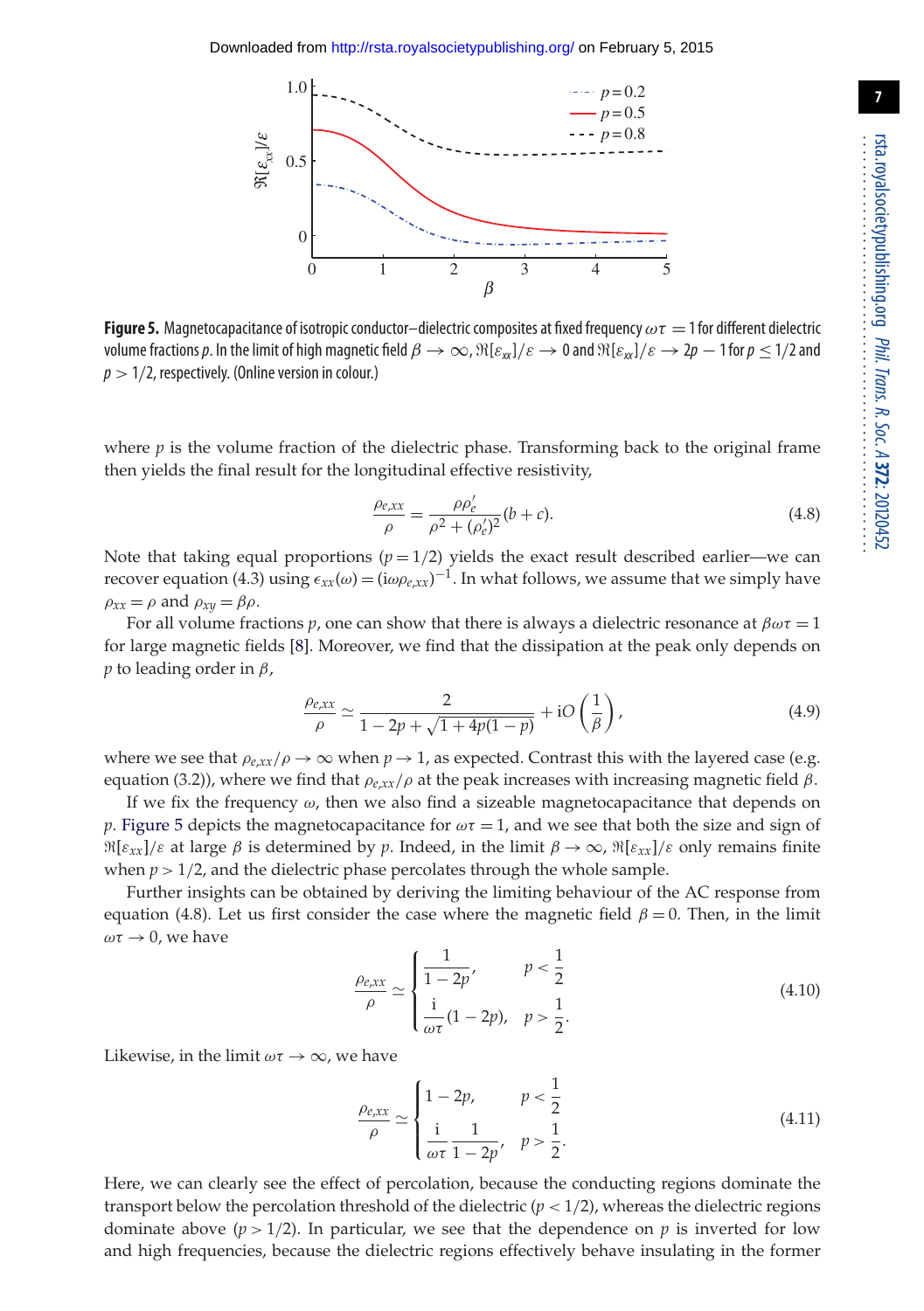**Figure 5.** Magnetocapacitance of isotropic conductor–dielectric composites at fixed frequency $\omega\tau = 1$ for different dielectric volume fractions $p$. In the limit of high magnetic field $\beta \to \infty$, $\Re[\varepsilon_{xx}]/\varepsilon \to 0$ and $\Re[\varepsilon_{xx}]/\varepsilon \to 2p - 1$ for $p \le 1/2$ and $p > 1/2$, respectively. (Online version in colour.)

where $p$ is the volume fraction of the dielectric phase. Transforming back to the original frame then yields the final result for the longitudinal effective resistivity,

$$\frac{\rho_{e,xx}}{\rho} = \frac{\rho\rho_e'}{\rho^2 + (\rho_e')^2}(b + c). \tag{4.8}$$

Note that taking equal proportions ($p = 1/2$) yields the exact result described earlier—we can recover equation (4.3) using $\epsilon_{xx}(\omega) = (\mathrm{i}\omega\rho_{e,xx})^{-1}$. In what follows, we assume that we simply have $\rho_{xx} = \rho$ and $\rho_{xy} = \beta\rho$.

For all volume fractions $p$, one can show that there is always a dielectric resonance at $\beta\omega\tau = 1$ for large magnetic fields [8]. Moreover, we find that the dissipation at the peak only depends on $p$ to leading order in $\beta$,

$$\frac{\rho_{e,xx}}{\rho} \simeq \frac{2}{1 - 2p + \sqrt{1 + 4p(1-p)}} + \mathrm{i}O\left(\frac{1}{\beta}\right), \tag{4.9}$$

where we see that $\rho_{e,xx}/\rho \to \infty$ when $p \to 1$, as expected. Contrast this with the layered case (e.g. equation (3.2)), where we find that $\rho_{e,xx}/\rho$ at the peak increases with increasing magnetic field $\beta$.

If we fix the frequency $\omega$, then we also find a sizeable magnetocapacitance that depends on $p$. Figure 5 depicts the magnetocapacitance for $\omega\tau = 1$, and we see that both the size and sign of $\Re[\varepsilon_{xx}]/\varepsilon$ at large $\beta$ is determined by $p$. Indeed, in the limit $\beta \to \infty$, $\Re[\varepsilon_{xx}]/\varepsilon$ only remains finite when $p > 1/2$, and the dielectric phase percolates through the whole sample.

Further insights can be obtained by deriving the limiting behaviour of the AC response from equation (4.8). Let us first consider the case where the magnetic field $\beta = 0$. Then, in the limit $\omega\tau \to 0$, we have

$$\frac{\rho_{e,xx}}{\rho} \simeq \begin{cases} \dfrac{1}{1-2p}, & p < \dfrac{1}{2} \\[2ex] \dfrac{\mathrm{i}}{\omega\tau}(1-2p), & p > \dfrac{1}{2}. \end{cases} \tag{4.10}$$

Likewise, in the limit $\omega\tau \to \infty$, we have

$$\frac{\rho_{e,xx}}{\rho} \simeq \begin{cases} 1 - 2p, & p < \dfrac{1}{2} \\[2ex] \dfrac{\mathrm{i}}{\omega\tau}\dfrac{1}{1-2p}, & p > \dfrac{1}{2}. \end{cases} \tag{4.11}$$

Here, we can clearly see the effect of percolation, because the conducting regions dominate the transport below the percolation threshold of the dielectric ($p < 1/2$), whereas the dielectric regions dominate above ($p > 1/2$). In particular, we see that the dependence on $p$ is inverted for low and high frequencies, because the dielectric regions effectively behave insulating in the former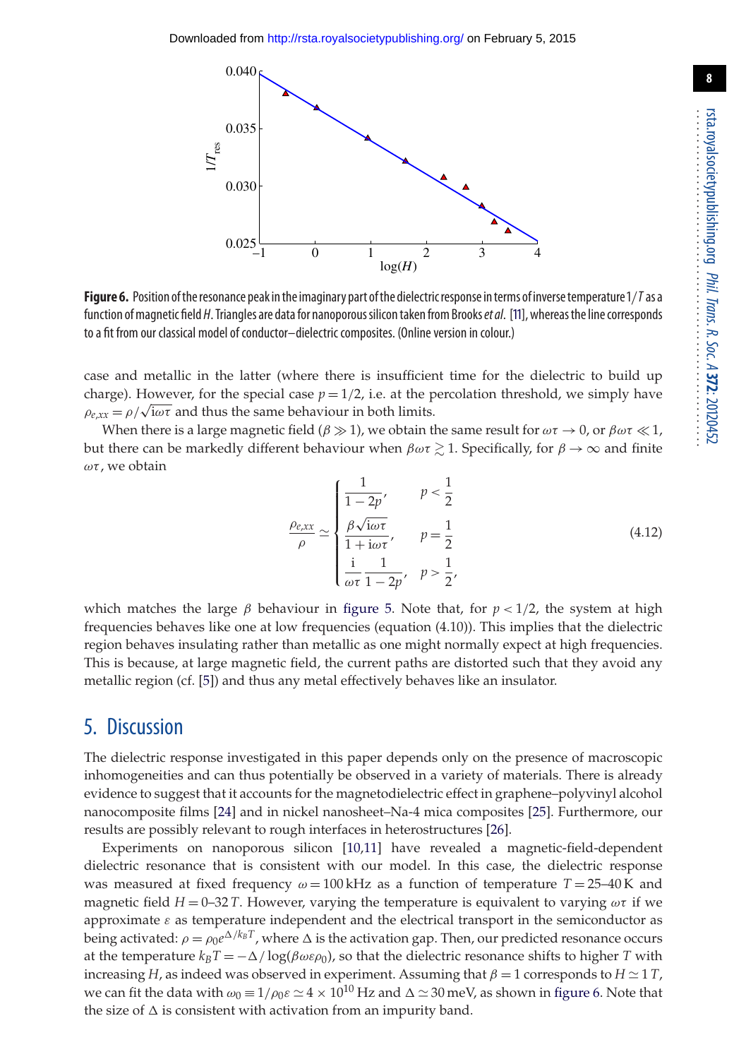**Figure 6.** Position of the resonance peak in the imaginary part of the dielectric response in terms of inverse temperature $1/T$ as a function of magnetic field $H$. Triangles are data for nanoporous silicon taken from Brooks *et al.* [11], whereas the line corresponds to a fit from our classical model of conductor–dielectric composites. (Online version in colour.)

case and metallic in the latter (where there is insufficient time for the dielectric to build up charge). However, for the special case $p = 1/2$, i.e. at the percolation threshold, we simply have $\rho_{e,xx} = \rho/\sqrt{i\omega\tau}$ and thus the same behaviour in both limits.

When there is a large magnetic field ($\beta \gg 1$), we obtain the same result for $\omega\tau \to 0$, or $\beta\omega\tau \ll 1$, but there can be markedly different behaviour when $\beta\omega\tau \gtrsim 1$. Specifically, for $\beta \to \infty$ and finite $\omega\tau$, we obtain

$$\frac{\rho_{e,xx}}{\rho} \simeq \begin{cases} \dfrac{1}{1-2p}, & p < \dfrac{1}{2} \\ \dfrac{\beta\sqrt{i\omega\tau}}{1+i\omega\tau}, & p = \dfrac{1}{2} \\ \dfrac{i}{\omega\tau}\dfrac{1}{1-2p}, & p > \dfrac{1}{2}, \end{cases} \tag{4.12}$$

which matches the large $\beta$ behaviour in figure 5. Note that, for $p < 1/2$, the system at high frequencies behaves like one at low frequencies (equation (4.10)). This implies that the dielectric region behaves insulating rather than metallic as one might normally expect at high frequencies. This is because, at large magnetic field, the current paths are distorted such that they avoid any metallic region (cf. [5]) and thus any metal effectively behaves like an insulator.

## 5. Discussion

The dielectric response investigated in this paper depends only on the presence of macroscopic inhomogeneities and can thus potentially be observed in a variety of materials. There is already evidence to suggest that it accounts for the magnetodielectric effect in graphene–polyvinyl alcohol nanocomposite films [24] and in nickel nanosheet–Na-4 mica composites [25]. Furthermore, our results are possibly relevant to rough interfaces in heterostructures [26].

Experiments on nanoporous silicon [10,11] have revealed a magnetic-field-dependent dielectric resonance that is consistent with our model. In this case, the dielectric response was measured at fixed frequency $\omega = 100\,\text{kHz}$ as a function of temperature $T = 25$–$40\,\text{K}$ and magnetic field $H = 0$–$32\,T$. However, varying the temperature is equivalent to varying $\omega\tau$ if we approximate $\varepsilon$ as temperature independent and the electrical transport in the semiconductor as being activated: $\rho = \rho_0 e^{\Delta/k_BT}$, where $\Delta$ is the activation gap. Then, our predicted resonance occurs at the temperature $k_BT = -\Delta/\log(\beta\omega\varepsilon\rho_0)$, so that the dielectric resonance shifts to higher $T$ with increasing $H$, as indeed was observed in experiment. Assuming that $\beta = 1$ corresponds to $H \simeq 1\,T$, we can fit the data with $\omega_0 \equiv 1/\rho_0\varepsilon \simeq 4 \times 10^{10}$ Hz and $\Delta \simeq 30$ meV, as shown in figure 6. Note that the size of $\Delta$ is consistent with activation from an impurity band.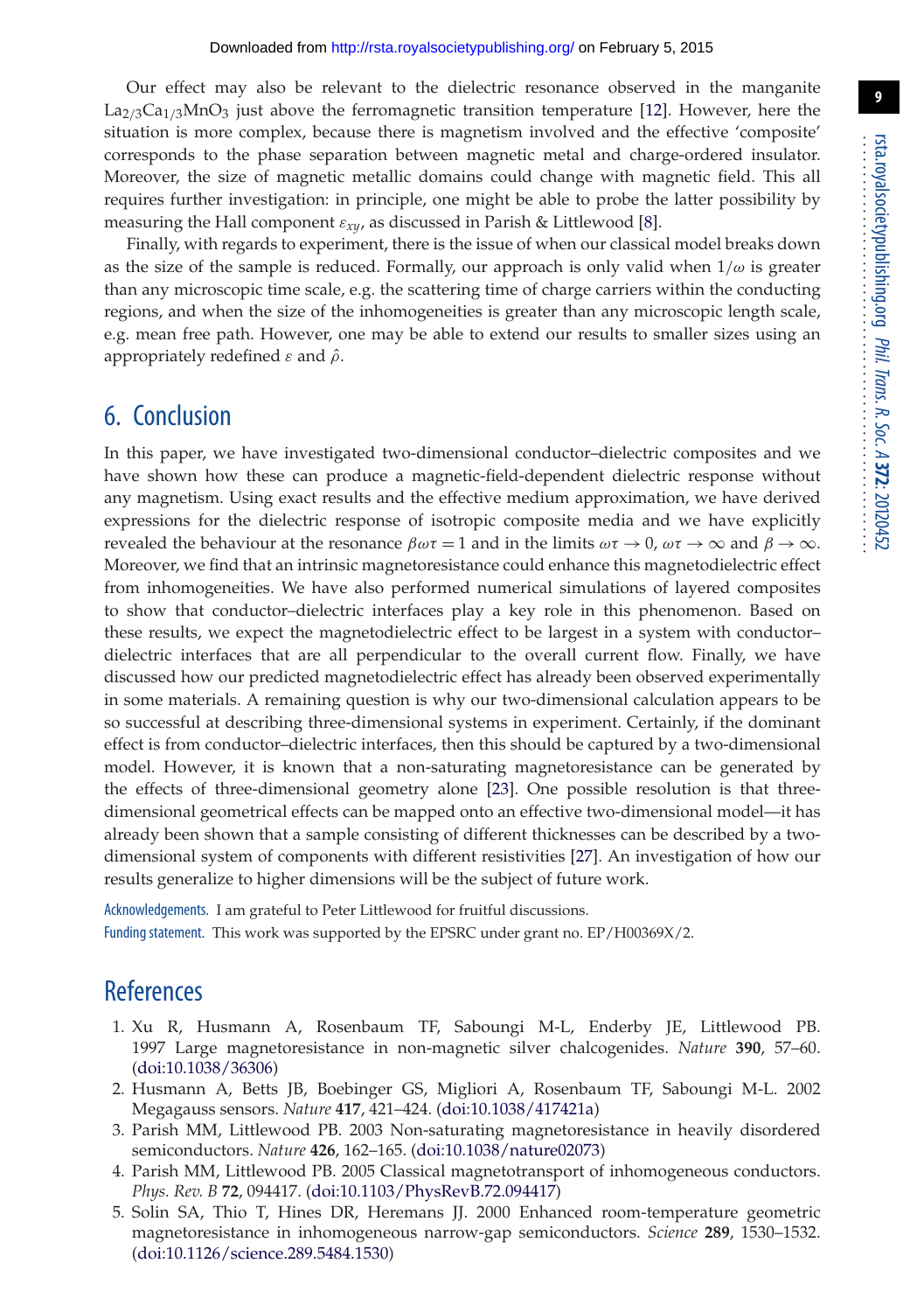Our effect may also be relevant to the dielectric resonance observed in the manganite $La_{2/3}Ca_{1/3}MnO_3$ just above the ferromagnetic transition temperature [12]. However, here the situation is more complex, because there is magnetism involved and the effective 'composite' corresponds to the phase separation between magnetic metal and charge-ordered insulator. Moreover, the size of magnetic metallic domains could change with magnetic field. This all requires further investigation: in principle, one might be able to probe the latter possibility by measuring the Hall component $\varepsilon_{xy}$, as discussed in Parish & Littlewood [8].

Finally, with regards to experiment, there is the issue of when our classical model breaks down as the size of the sample is reduced. Formally, our approach is only valid when $1/\omega$ is greater than any microscopic time scale, e.g. the scattering time of charge carriers within the conducting regions, and when the size of the inhomogeneities is greater than any microscopic length scale, e.g. mean free path. However, one may be able to extend our results to smaller sizes using an appropriately redefined $\varepsilon$ and $\hat{\rho}$.

## 6. Conclusion

In this paper, we have investigated two-dimensional conductor–dielectric composites and we have shown how these can produce a magnetic-field-dependent dielectric response without any magnetism. Using exact results and the effective medium approximation, we have derived expressions for the dielectric response of isotropic composite media and we have explicitly revealed the behaviour at the resonance $\beta\omega\tau = 1$ and in the limits $\omega\tau \to 0$, $\omega\tau \to \infty$ and $\beta \to \infty$. Moreover, we find that an intrinsic magnetoresistance could enhance this magnetodielectric effect from inhomogeneities. We have also performed numerical simulations of layered composites to show that conductor–dielectric interfaces play a key role in this phenomenon. Based on these results, we expect the magnetodielectric effect to be largest in a system with conductor–dielectric interfaces that are all perpendicular to the overall current flow. Finally, we have discussed how our predicted magnetodielectric effect has already been observed experimentally in some materials. A remaining question is why our two-dimensional calculation appears to be so successful at describing three-dimensional systems in experiment. Certainly, if the dominant effect is from conductor–dielectric interfaces, then this should be captured by a two-dimensional model. However, it is known that a non-saturating magnetoresistance can be generated by the effects of three-dimensional geometry alone [23]. One possible resolution is that three-dimensional geometrical effects can be mapped onto an effective two-dimensional model—it has already been shown that a sample consisting of different thicknesses can be described by a two-dimensional system of components with different resistivities [27]. An investigation of how our results generalize to higher dimensions will be the subject of future work.

Acknowledgements. I am grateful to Peter Littlewood for fruitful discussions.

Funding statement. This work was supported by the EPSRC under grant no. EP/H00369X/2.

## References

1. Xu R, Husmann A, Rosenbaum TF, Saboungi M-L, Enderby JE, Littlewood PB. 1997 Large magnetoresistance in non-magnetic silver chalcogenides. *Nature* **390**, 57–60. (doi:10.1038/36306)
2. Husmann A, Betts JB, Boebinger GS, Migliori A, Rosenbaum TF, Saboungi M-L. 2002 Megagauss sensors. *Nature* **417**, 421–424. (doi:10.1038/417421a)
3. Parish MM, Littlewood PB. 2003 Non-saturating magnetoresistance in heavily disordered semiconductors. *Nature* **426**, 162–165. (doi:10.1038/nature02073)
4. Parish MM, Littlewood PB. 2005 Classical magnetotransport of inhomogeneous conductors. *Phys. Rev. B* **72**, 094417. (doi:10.1103/PhysRevB.72.094417)
5. Solin SA, Thio T, Hines DR, Heremans JJ. 2000 Enhanced room-temperature geometric magnetoresistance in inhomogeneous narrow-gap semiconductors. *Science* **289**, 1530–1532. (doi:10.1126/science.289.5484.1530)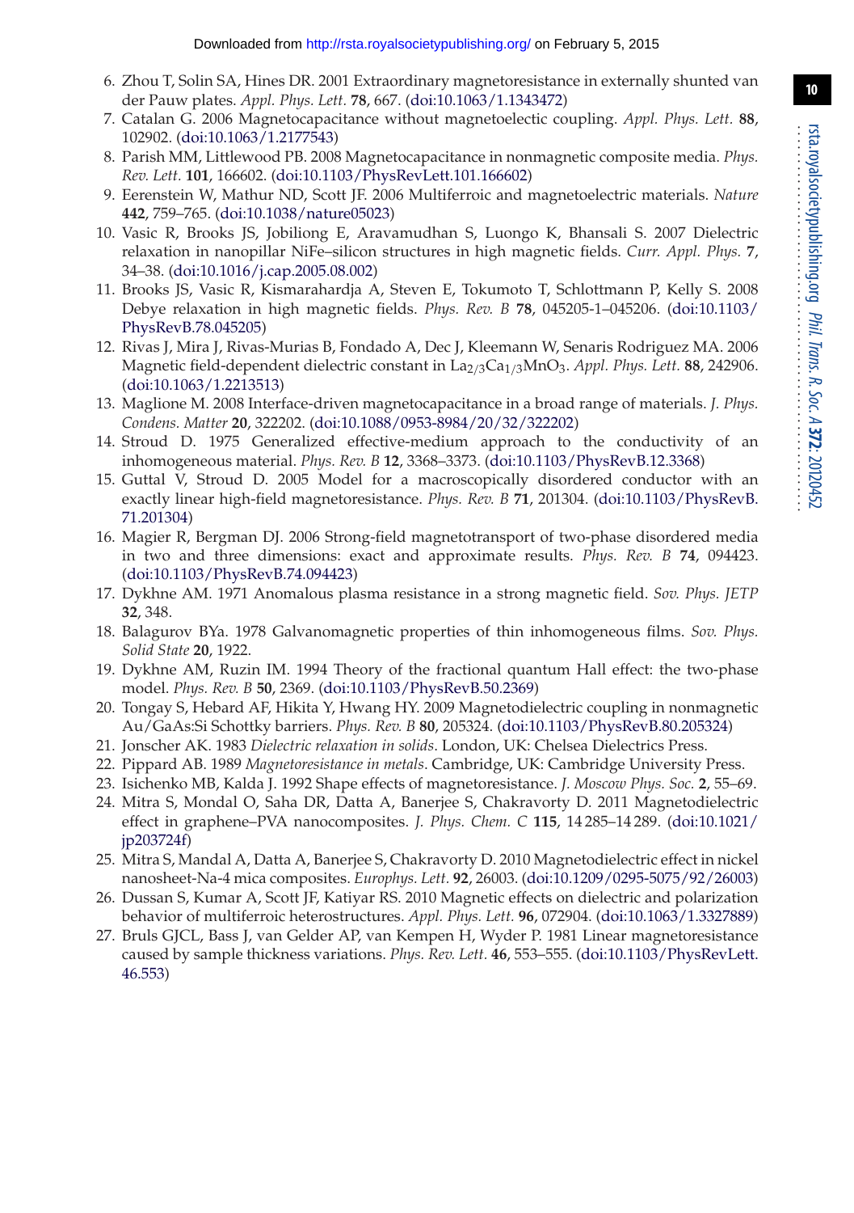6. Zhou T, Solin SA, Hines DR. 2001 Extraordinary magnetoresistance in externally shunted van der Pauw plates. *Appl. Phys. Lett.* **78**, 667. (doi:10.1063/1.1343472)
7. Catalan G. 2006 Magnetocapacitance without magnetoelectic coupling. *Appl. Phys. Lett.* **88**, 102902. (doi:10.1063/1.2177543)
8. Parish MM, Littlewood PB. 2008 Magnetocapacitance in nonmagnetic composite media. *Phys. Rev. Lett.* **101**, 166602. (doi:10.1103/PhysRevLett.101.166602)
9. Eerenstein W, Mathur ND, Scott JF. 2006 Multiferroic and magnetoelectric materials. *Nature* **442**, 759–765. (doi:10.1038/nature05023)
10. Vasic R, Brooks JS, Jobiliong E, Aravamudhan S, Luongo K, Bhansali S. 2007 Dielectric relaxation in nanopillar NiFe–silicon structures in high magnetic fields. *Curr. Appl. Phys.* **7**, 34–38. (doi:10.1016/j.cap.2005.08.002)
11. Brooks JS, Vasic R, Kismarahardja A, Steven E, Tokumoto T, Schlottmann P, Kelly S. 2008 Debye relaxation in high magnetic fields. *Phys. Rev. B* **78**, 045205-1–045206. (doi:10.1103/PhysRevB.78.045205)
12. Rivas J, Mira J, Rivas-Murias B, Fondado A, Dec J, Kleemann W, Senaris Rodriguez MA. 2006 Magnetic field-dependent dielectric constant in $La_{2/3}Ca_{1/3}MnO_3$. *Appl. Phys. Lett.* **88**, 242906. (doi:10.1063/1.2213513)
13. Maglione M. 2008 Interface-driven magnetocapacitance in a broad range of materials. *J. Phys. Condens. Matter* **20**, 322202. (doi:10.1088/0953-8984/20/32/322202)
14. Stroud D. 1975 Generalized effective-medium approach to the conductivity of an inhomogeneous material. *Phys. Rev. B* **12**, 3368–3373. (doi:10.1103/PhysRevB.12.3368)
15. Guttal V, Stroud D. 2005 Model for a macroscopically disordered conductor with an exactly linear high-field magnetoresistance. *Phys. Rev. B* **71**, 201304. (doi:10.1103/PhysRevB.71.201304)
16. Magier R, Bergman DJ. 2006 Strong-field magnetotransport of two-phase disordered media in two and three dimensions: exact and approximate results. *Phys. Rev. B* **74**, 094423. (doi:10.1103/PhysRevB.74.094423)
17. Dykhne AM. 1971 Anomalous plasma resistance in a strong magnetic field. *Sov. Phys. JETP* **32**, 348.
18. Balagurov BYa. 1978 Galvanomagnetic properties of thin inhomogeneous films. *Sov. Phys. Solid State* **20**, 1922.
19. Dykhne AM, Ruzin IM. 1994 Theory of the fractional quantum Hall effect: the two-phase model. *Phys. Rev. B* **50**, 2369. (doi:10.1103/PhysRevB.50.2369)
20. Tongay S, Hebard AF, Hikita Y, Hwang HY. 2009 Magnetodielectric coupling in nonmagnetic Au/GaAs:Si Schottky barriers. *Phys. Rev. B* **80**, 205324. (doi:10.1103/PhysRevB.80.205324)
21. Jonscher AK. 1983 *Dielectric relaxation in solids*. London, UK: Chelsea Dielectrics Press.
22. Pippard AB. 1989 *Magnetoresistance in metals*. Cambridge, UK: Cambridge University Press.
23. Isichenko MB, Kalda J. 1992 Shape effects of magnetoresistance. *J. Moscow Phys. Soc.* **2**, 55–69.
24. Mitra S, Mondal O, Saha DR, Datta A, Banerjee S, Chakravorty D. 2011 Magnetodielectric effect in graphene–PVA nanocomposites. *J. Phys. Chem. C* **115**, 14 285–14 289. (doi:10.1021/jp203724f)
25. Mitra S, Mandal A, Datta A, Banerjee S, Chakravorty D. 2010 Magnetodielectric effect in nickel nanosheet-Na-4 mica composites. *Europhys. Lett.* **92**, 26003. (doi:10.1209/0295-5075/92/26003)
26. Dussan S, Kumar A, Scott JF, Katiyar RS. 2010 Magnetic effects on dielectric and polarization behavior of multiferroic heterostructures. *Appl. Phys. Lett.* **96**, 072904. (doi:10.1063/1.3327889)
27. Bruls GJCL, Bass J, van Gelder AP, van Kempen H, Wyder P. 1981 Linear magnetoresistance caused by sample thickness variations. *Phys. Rev. Lett.* **46**, 553–555. (doi:10.1103/PhysRevLett.46.553)